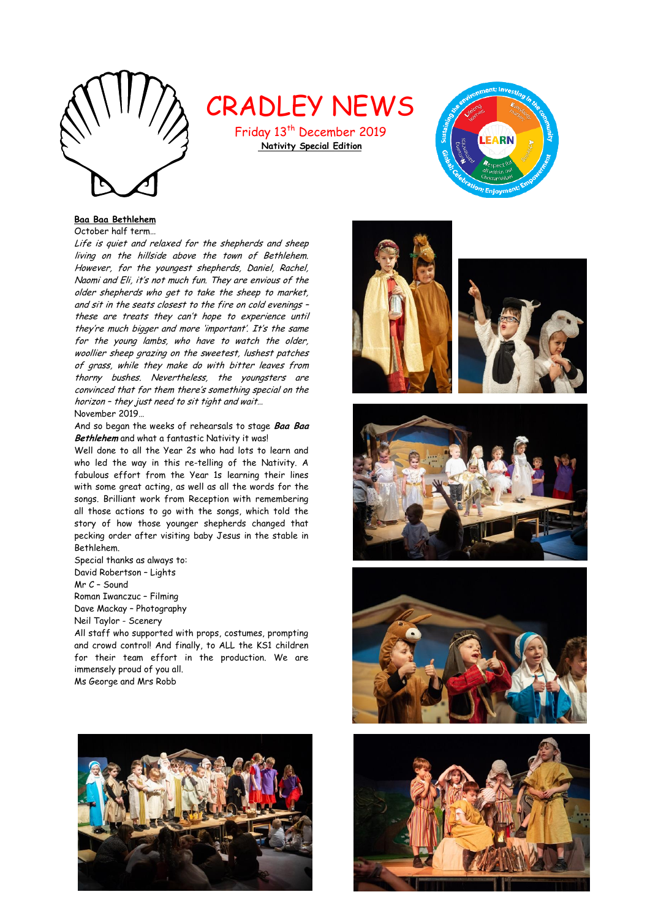# CRADLEY NEWS

Friday 13th December 2019

**Nativity Special Edition**

## Baa Baa Bethlehem

October half term…

*Life is quiet and relaxed for the shepherds and sheep living on the hillside above the town of Bethlehem. However, for the youngest shepherds, Daniel, Rachel, Naomi and Eli, it's not much fun. They are envious of the older shepherds who get to take the sheep to market, and sit in the seats closest to the fire on cold evenings – these are treats they can't hope to experience until they're much bigger and more 'important'. It's the same for the young lambs, who have to watch the older, woollier sheep grazing on the sweetest, lushest patches of grass, while they make do with bitter leaves from thorny bushes. Nevertheless, the youngsters are convinced that for them there's something special on the horizon – they just need to sit tight and wait…*

November 2019…

And so began the weeks of rehearsals to stage ***Baa Baa Bethlehem*** and what a fantastic Nativity it was!

Well done to all the Year 2s who had lots to learn and who led the way in this re-telling of the Nativity. A fabulous effort from the Year 1s learning their lines with some great acting, as well as all the words for the songs. Brilliant work from Reception with remembering all those actions to go with the songs, which told the story of how those younger shepherds changed that pecking order after visiting baby Jesus in the stable in Bethlehem.

Special thanks as always to:

David Robertson – Lights

Mr C – Sound

Roman Iwanczuc – Filming

Dave Mackay – Photography

Neil Taylor - Scenery

All staff who supported with props, costumes, prompting and crowd control! And finally, to ALL the KS1 children for their team effort in the production. We are immensely proud of you all.

Ms George and Mrs Robb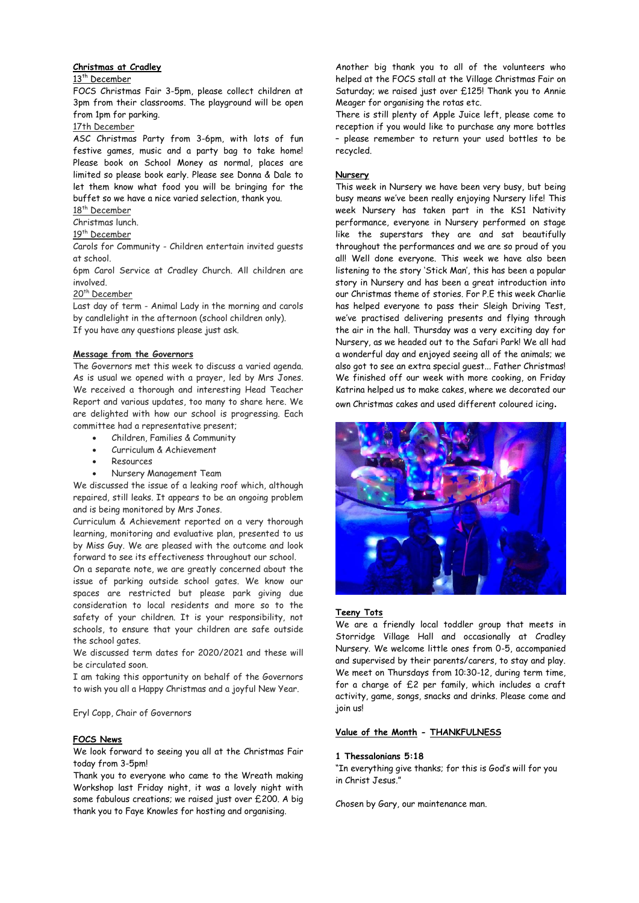**Christmas at Cradley**

13th December

FOCS Christmas Fair 3-5pm, please collect children at 3pm from their classrooms. The playground will be open from 1pm for parking.

17th December

ASC Christmas Party from 3-6pm, with lots of fun festive games, music and a party bag to take home! Please book on School Money as normal, places are limited so please book early. Please see Donna & Dale to let them know what food you will be bringing for the buffet so we have a nice varied selection, thank you.

18th December

Christmas lunch.

19th December

Carols for Community - Children entertain invited guests at school.

6pm Carol Service at Cradley Church. All children are involved.

20th December

Last day of term - Animal Lady in the morning and carols by candlelight in the afternoon (school children only).

If you have any questions please just ask.

**Message from the Governors**

The Governors met this week to discuss a varied agenda. As is usual we opened with a prayer, led by Mrs Jones. We received a thorough and interesting Head Teacher Report and various updates, too many to share here. We are delighted with how our school is progressing. Each committee had a representative present;

- Children, Families & Community
- Curriculum & Achievement
- Resources
- Nursery Management Team

We discussed the issue of a leaking roof which, although repaired, still leaks. It appears to be an ongoing problem and is being monitored by Mrs Jones.

Curriculum & Achievement reported on a very thorough learning, monitoring and evaluative plan, presented to us by Miss Guy. We are pleased with the outcome and look forward to see its effectiveness throughout our school.

On a separate note, we are greatly concerned about the issue of parking outside school gates. We know our spaces are restricted but please park giving due consideration to local residents and more so to the safety of your children. It is your responsibility, not schools, to ensure that your children are safe outside the school gates.

We discussed term dates for 2020/2021 and these will be circulated soon.

I am taking this opportunity on behalf of the Governors to wish you all a Happy Christmas and a joyful New Year.

Eryl Copp, Chair of Governors

**FOCS News**

We look forward to seeing you all at the Christmas Fair today from 3-5pm!

Thank you to everyone who came to the Wreath making Workshop last Friday night, it was a lovely night with some fabulous creations; we raised just over £200. A big thank you to Faye Knowles for hosting and organising.

Another big thank you to all of the volunteers who helped at the FOCS stall at the Village Christmas Fair on Saturday; we raised just over £125! Thank you to Annie Meager for organising the rotas etc.

There is still plenty of Apple Juice left, please come to reception if you would like to purchase any more bottles – please remember to return your used bottles to be recycled.

**Nursery**

This week in Nursery we have been very busy, but being busy means we've been really enjoying Nursery life! This week Nursery has taken part in the KS1 Nativity performance, everyone in Nursery performed on stage like the superstars they are and sat beautifully throughout the performances and we are so proud of you all! Well done everyone. This week we have also been listening to the story 'Stick Man', this has been a popular story in Nursery and has been a great introduction into our Christmas theme of stories. For P.E this week Charlie has helped everyone to pass their Sleigh Driving Test, we've practised delivering presents and flying through the air in the hall. Thursday was a very exciting day for Nursery, as we headed out to the Safari Park! We all had a wonderful day and enjoyed seeing all of the animals; we also got to see an extra special guest... Father Christmas! We finished off our week with more cooking, on Friday Katrina helped us to make cakes, where we decorated our own Christmas cakes and used different coloured icing.

**Teeny Tots**

We are a friendly local toddler group that meets in Storridge Village Hall and occasionally at Cradley Nursery. We welcome little ones from 0-5, accompanied and supervised by their parents/carers, to stay and play. We meet on Thursdays from 10:30-12, during term time, for a charge of £2 per family, which includes a craft activity, game, songs, snacks and drinks. Please come and join us!

**Value of the Month - THANKFULNESS**

**1 Thessalonians 5:18**

"In everything give thanks; for this is God's will for you in Christ Jesus."

Chosen by Gary, our maintenance man.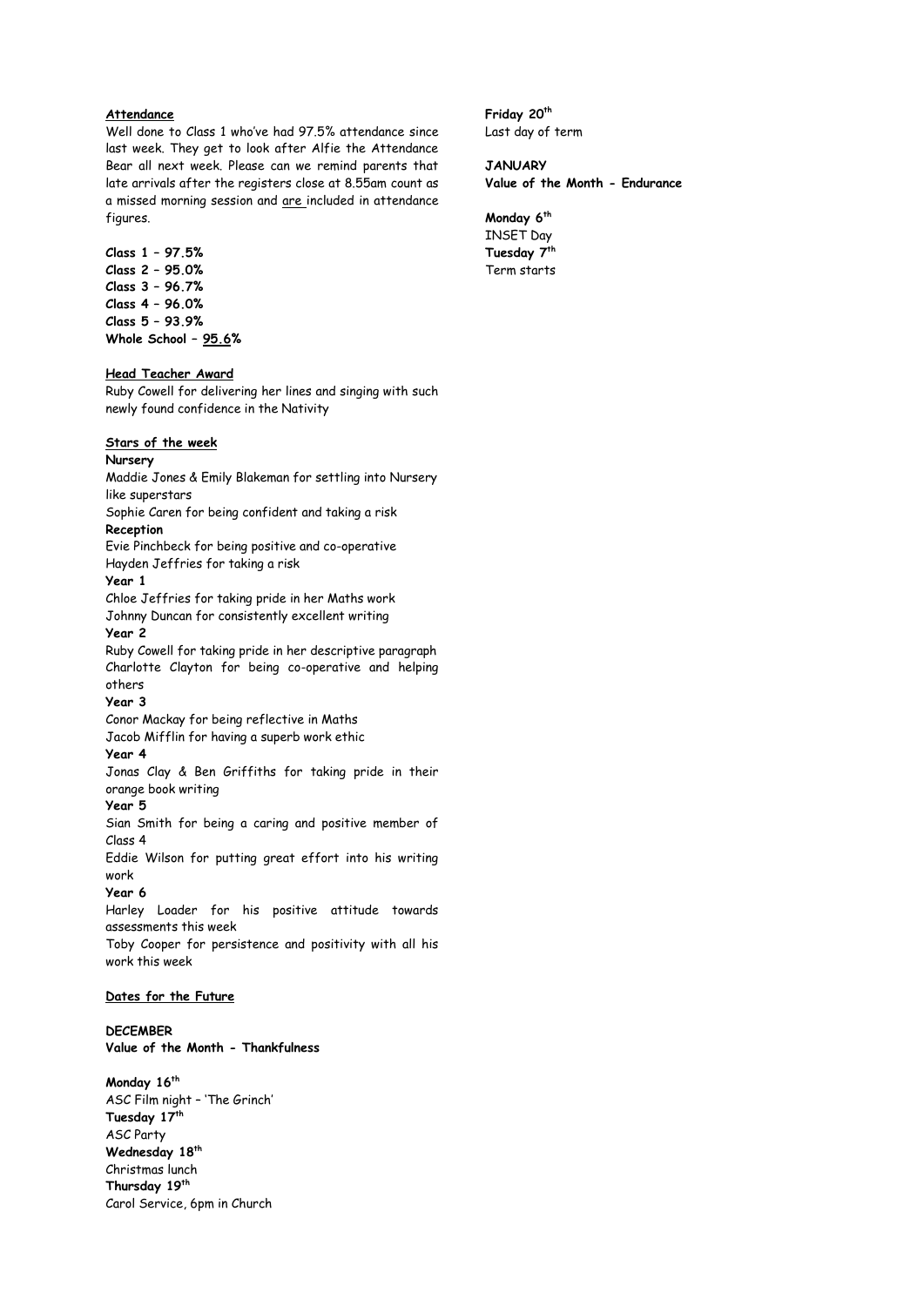**Attendance**

Well done to Class 1 who've had 97.5% attendance since last week. They get to look after Alfie the Attendance Bear all next week. Please can we remind parents that late arrivals after the registers close at 8.55am count as a missed morning session and are included in attendance figures.

**Class 1 – 97.5%**
**Class 2 – 95.0%**
**Class 3 – 96.7%**
**Class 4 – 96.0%**
**Class 5 – 93.9%**
**Whole School – 95.6%**

**Head Teacher Award**

Ruby Cowell for delivering her lines and singing with such newly found confidence in the Nativity

**Stars of the week**

**Nursery**
Maddie Jones & Emily Blakeman for settling into Nursery like superstars
Sophie Caren for being confident and taking a risk

**Reception**
Evie Pinchbeck for being positive and co-operative
Hayden Jeffries for taking a risk

**Year 1**
Chloe Jeffries for taking pride in her Maths work
Johnny Duncan for consistently excellent writing

**Year 2**
Ruby Cowell for taking pride in her descriptive paragraph
Charlotte Clayton for being co-operative and helping others

**Year 3**
Conor Mackay for being reflective in Maths
Jacob Mifflin for having a superb work ethic

**Year 4**
Jonas Clay & Ben Griffiths for taking pride in their orange book writing

**Year 5**
Sian Smith for being a caring and positive member of Class 4
Eddie Wilson for putting great effort into his writing work

**Year 6**
Harley Loader for his positive attitude towards assessments this week
Toby Cooper for persistence and positivity with all his work this week

**Dates for the Future**

**DECEMBER**
**Value of the Month - Thankfulness**

**Monday 16th**
ASC Film night – 'The Grinch'
**Tuesday 17th**
ASC Party
**Wednesday 18th**
Christmas lunch
**Thursday 19th**
Carol Service, 6pm in Church
**Friday 20th**
Last day of term

**JANUARY**
**Value of the Month - Endurance**

**Monday 6th**
INSET Day
**Tuesday 7th**
Term starts